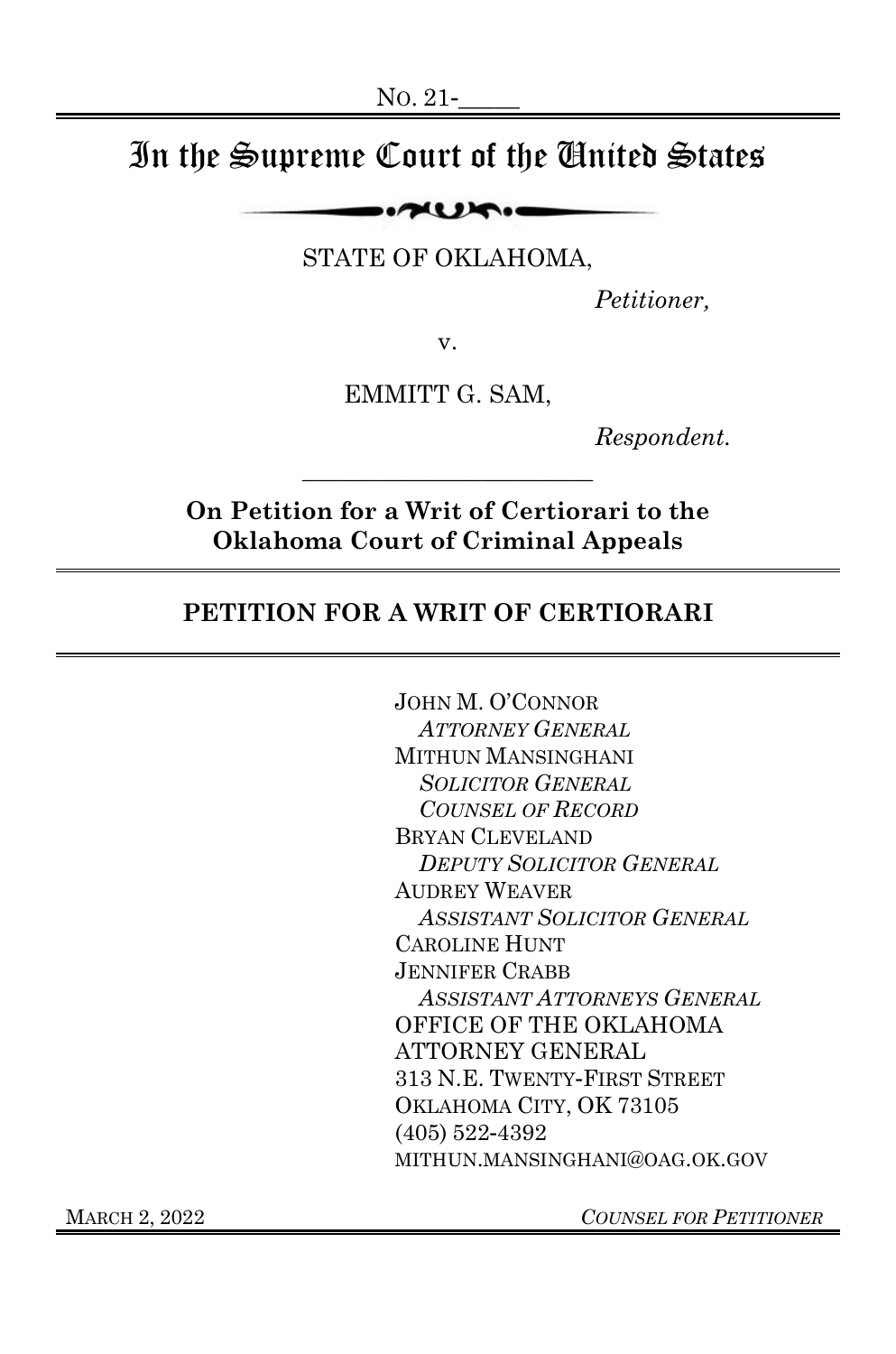No. 21-\_\_\_\_\_

# In the Supreme Court of the United States

STATE OF OKLAHOMA,

*Petitioner,*

v.

EMMITT G. SAM,

*Respondent.*

---

**On Petition for a Writ of Certiorari to the Oklahoma Court of Criminal Appeals**

## PETITION FOR A WRIT OF CERTIORARI

JOHN M. O'CONNOR
*ATTORNEY GENERAL*
MITHUN MANSINGHANI
*SOLICITOR GENERAL*
*COUNSEL OF RECORD*
BRYAN CLEVELAND
*DEPUTY SOLICITOR GENERAL*
AUDREY WEAVER
*ASSISTANT SOLICITOR GENERAL*
CAROLINE HUNT
JENNIFER CRABB
*ASSISTANT ATTORNEYS GENERAL*
OFFICE OF THE OKLAHOMA ATTORNEY GENERAL
313 N.E. TWENTY-FIRST STREET
OKLAHOMA CITY, OK 73105
(405) 522-4392
MITHUN.MANSINGHANI@OAG.OK.GOV

MARCH 2, 2022

*COUNSEL FOR PETITIONER*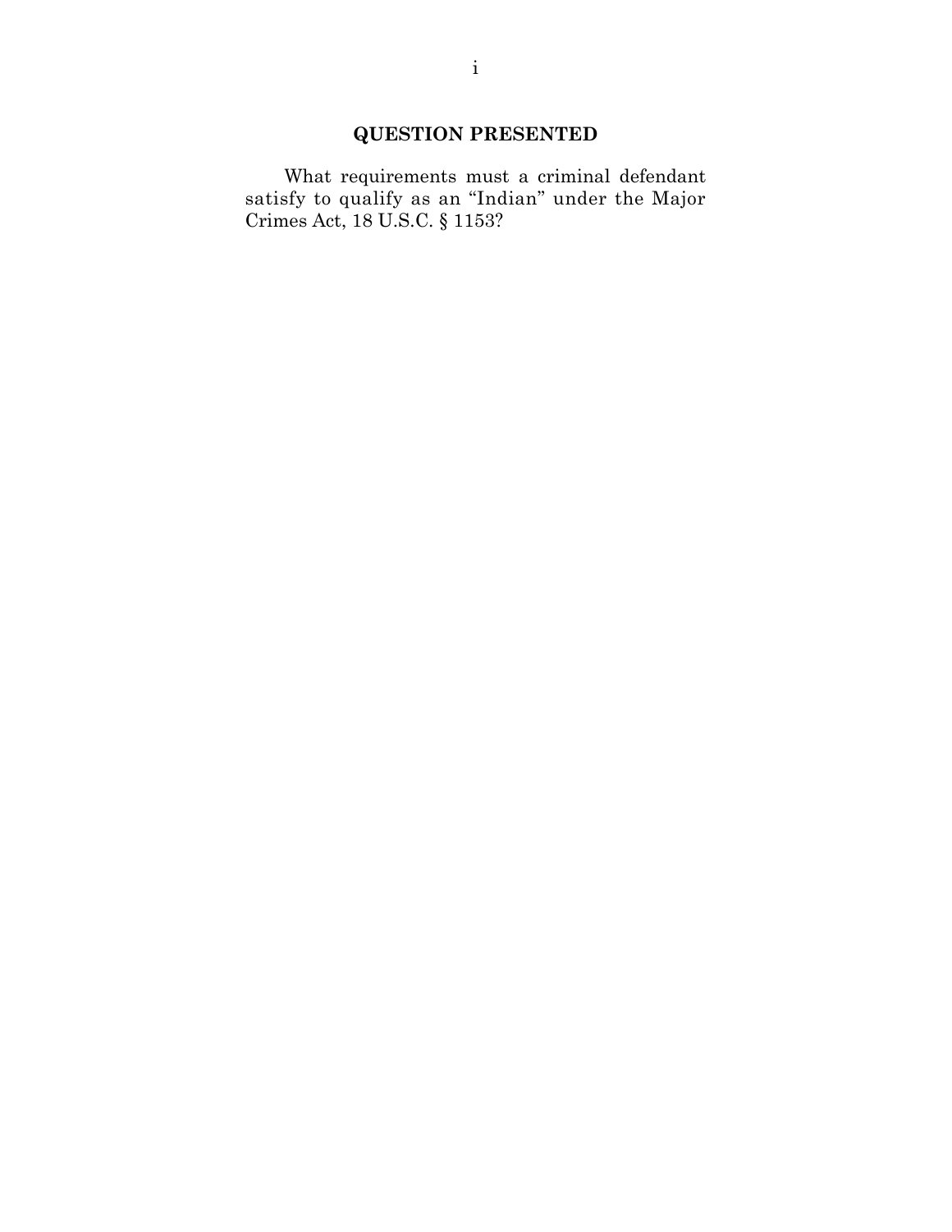## QUESTION PRESENTED

What requirements must a criminal defendant satisfy to qualify as an "Indian" under the Major Crimes Act, 18 U.S.C. § 1153?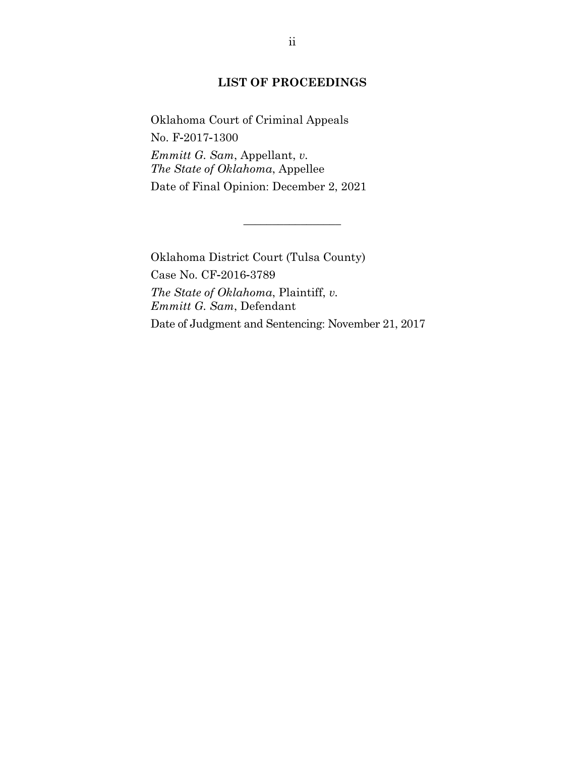## LIST OF PROCEEDINGS

Oklahoma Court of Criminal Appeals

No. F-2017-1300

*Emmitt G. Sam*, Appellant, *v.*
*The State of Oklahoma*, Appellee

Date of Final Opinion: December 2, 2021

---

Oklahoma District Court (Tulsa County)

Case No. CF-2016-3789

*The State of Oklahoma*, Plaintiff, *v.*
*Emmitt G. Sam*, Defendant

Date of Judgment and Sentencing: November 21, 2017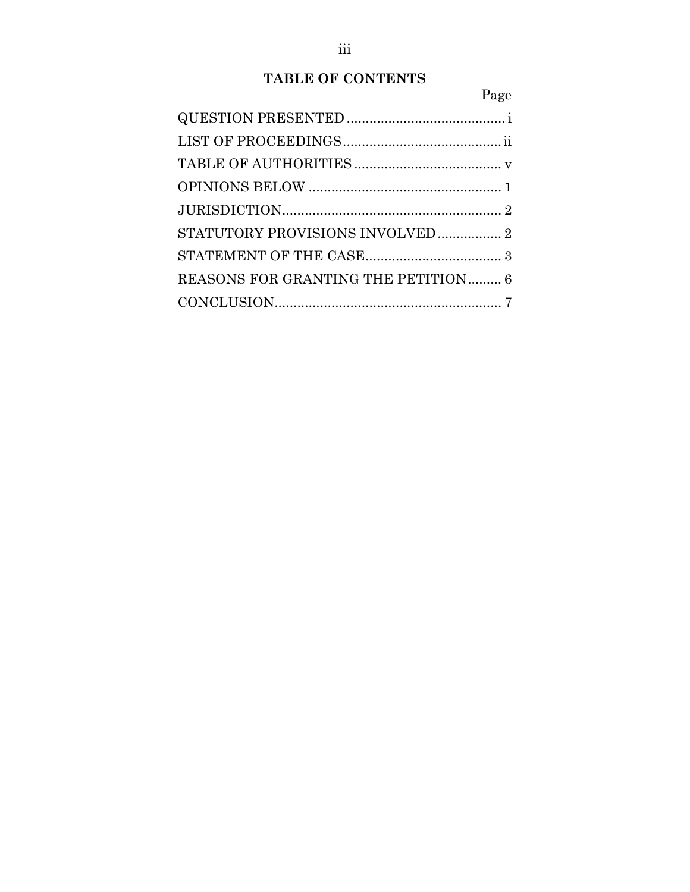## TABLE OF CONTENTS

| | Page |
|---|---|
| QUESTION PRESENTED | i |
| LIST OF PROCEEDINGS | ii |
| TABLE OF AUTHORITIES | v |
| OPINIONS BELOW | 1 |
| JURISDICTION | 2 |
| STATUTORY PROVISIONS INVOLVED | 2 |
| STATEMENT OF THE CASE | 3 |
| REASONS FOR GRANTING THE PETITION | 6 |
| CONCLUSION | 7 |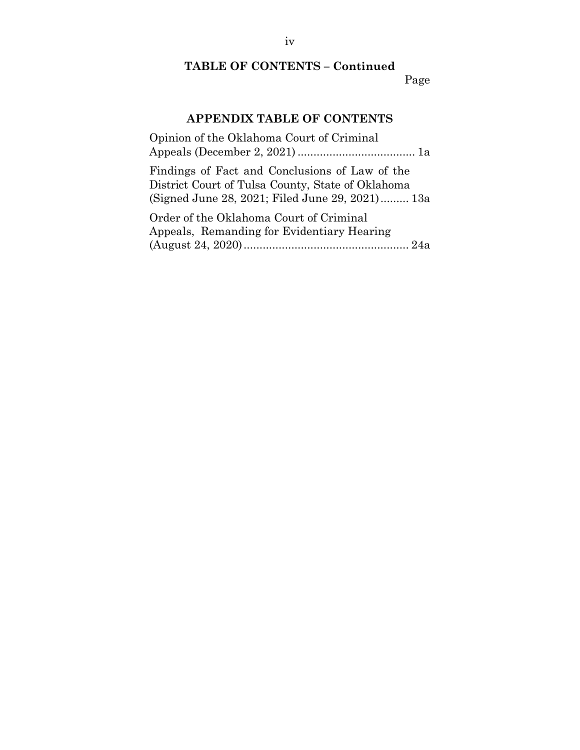**TABLE OF CONTENTS – Continued**

Page

## APPENDIX TABLE OF CONTENTS

Opinion of the Oklahoma Court of Criminal Appeals (December 2, 2021) ..................................... 1a

Findings of Fact and Conclusions of Law of the District Court of Tulsa County, State of Oklahoma (Signed June 28, 2021; Filed June 29, 2021) ......... 13a

Order of the Oklahoma Court of Criminal Appeals, Remanding for Evidentiary Hearing (August 24, 2020) .................................................... 24a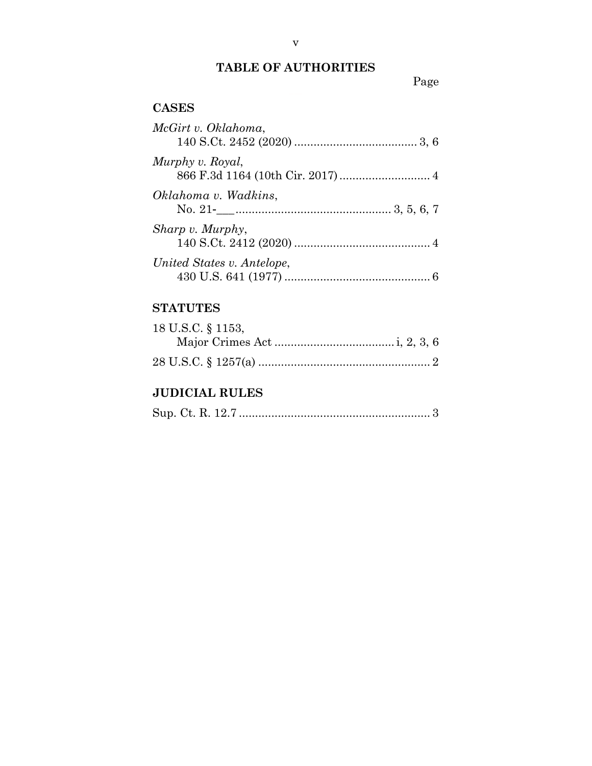## TABLE OF AUTHORITIES

Page

### CASES

*McGirt v. Oklahoma*,
140 S.Ct. 2452 (2020) ...................................... 3, 6

*Murphy v. Royal*,
866 F.3d 1164 (10th Cir. 2017) ............................ 4

*Oklahoma v. Wadkins*,
No. 21-___ ................................................ 3, 5, 6, 7

*Sharp v. Murphy*,
140 S.Ct. 2412 (2020) .......................................... 4

*United States v. Antelope*,
430 U.S. 641 (1977) ............................................. 6

### STATUTES

18 U.S.C. § 1153,
Major Crimes Act ..................................... i, 2, 3, 6

28 U.S.C. § 1257(a) ..................................................... 2

### JUDICIAL RULES

Sup. Ct. R. 12.7 ........................................................... 3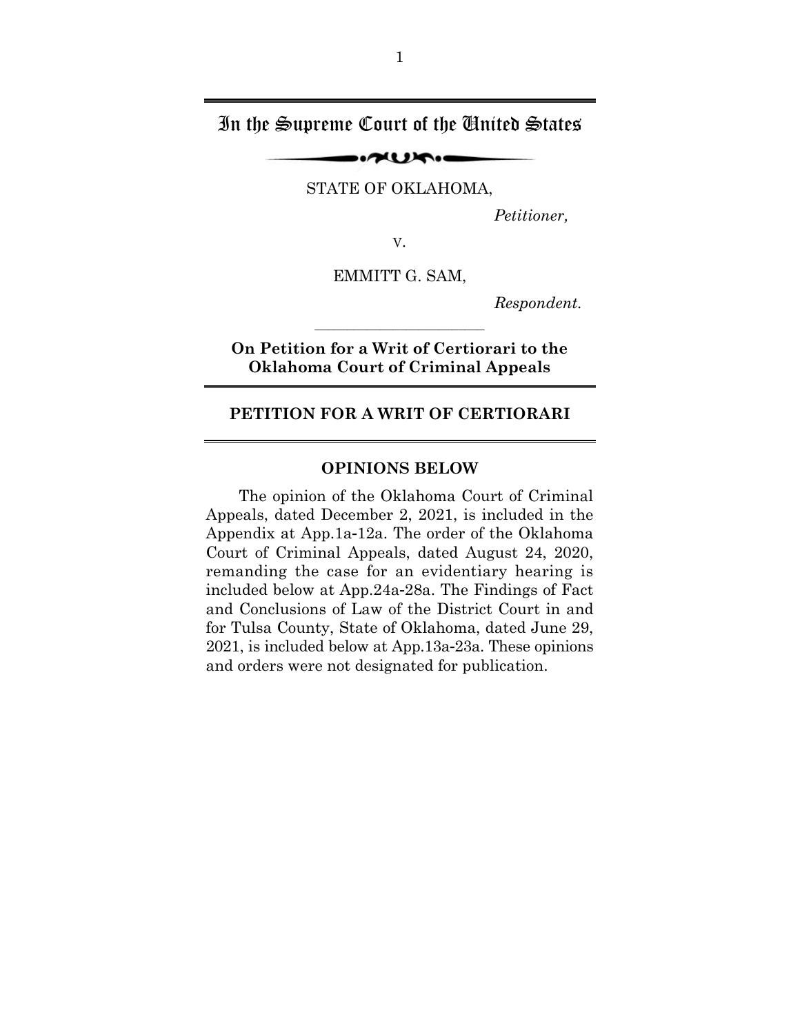# In the Supreme Court of the United States

STATE OF OKLAHOMA,

*Petitioner,*

v.

EMMITT G. SAM,

*Respondent.*

---

**On Petition for a Writ of Certiorari to the Oklahoma Court of Criminal Appeals**

## PETITION FOR A WRIT OF CERTIORARI

### OPINIONS BELOW

The opinion of the Oklahoma Court of Criminal Appeals, dated December 2, 2021, is included in the Appendix at App.1a-12a. The order of the Oklahoma Court of Criminal Appeals, dated August 24, 2020, remanding the case for an evidentiary hearing is included below at App.24a-28a. The Findings of Fact and Conclusions of Law of the District Court in and for Tulsa County, State of Oklahoma, dated June 29, 2021, is included below at App.13a-23a. These opinions and orders were not designated for publication.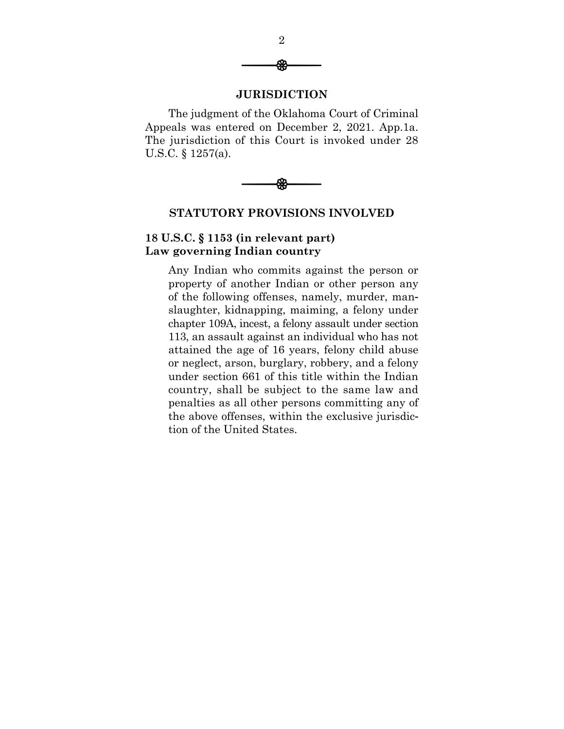## JURISDICTION

The judgment of the Oklahoma Court of Criminal Appeals was entered on December 2, 2021. App.1a. The jurisdiction of this Court is invoked under 28 U.S.C. § 1257(a).

## STATUTORY PROVISIONS INVOLVED

### 18 U.S.C. § 1153 (in relevant part) Law governing Indian country

> Any Indian who commits against the person or property of another Indian or other person any of the following offenses, namely, murder, manslaughter, kidnapping, maiming, a felony under chapter 109A, incest, a felony assault under section 113, an assault against an individual who has not attained the age of 16 years, felony child abuse or neglect, arson, burglary, robbery, and a felony under section 661 of this title within the Indian country, shall be subject to the same law and penalties as all other persons committing any of the above offenses, within the exclusive jurisdiction of the United States.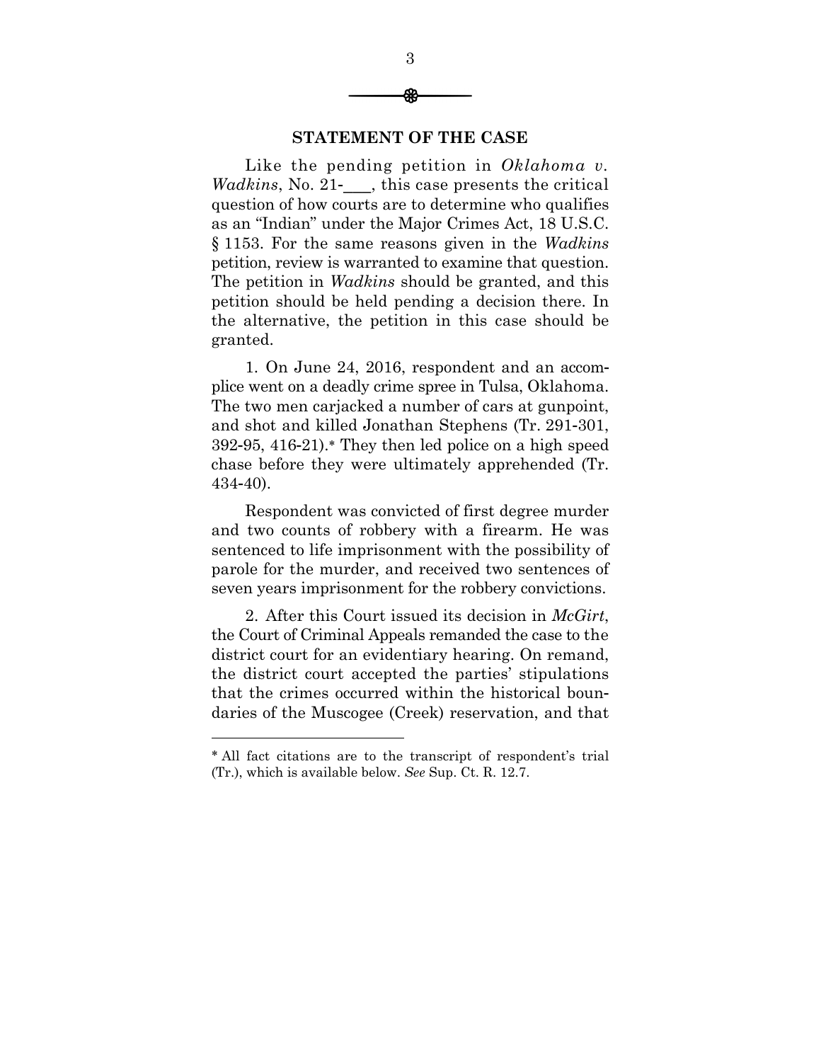## STATEMENT OF THE CASE

Like the pending petition in *Oklahoma v. Wadkins*, No. 21-\_\_\_, this case presents the critical question of how courts are to determine who qualifies as an "Indian" under the Major Crimes Act, 18 U.S.C. § 1153. For the same reasons given in the *Wadkins* petition, review is warranted to examine that question. The petition in *Wadkins* should be granted, and this petition should be held pending a decision there. In the alternative, the petition in this case should be granted.

1. On June 24, 2016, respondent and an accomplice went on a deadly crime spree in Tulsa, Oklahoma. The two men carjacked a number of cars at gunpoint, and shot and killed Jonathan Stephens (Tr. 291-301, 392-95, 416-21).* They then led police on a high speed chase before they were ultimately apprehended (Tr. 434-40).

Respondent was convicted of first degree murder and two counts of robbery with a firearm. He was sentenced to life imprisonment with the possibility of parole for the murder, and received two sentences of seven years imprisonment for the robbery convictions.

2. After this Court issued its decision in *McGirt*, the Court of Criminal Appeals remanded the case to the district court for an evidentiary hearing. On remand, the district court accepted the parties' stipulations that the crimes occurred within the historical boundaries of the Muscogee (Creek) reservation, and that

---

\* All fact citations are to the transcript of respondent's trial (Tr.), which is available below. *See* Sup. Ct. R. 12.7.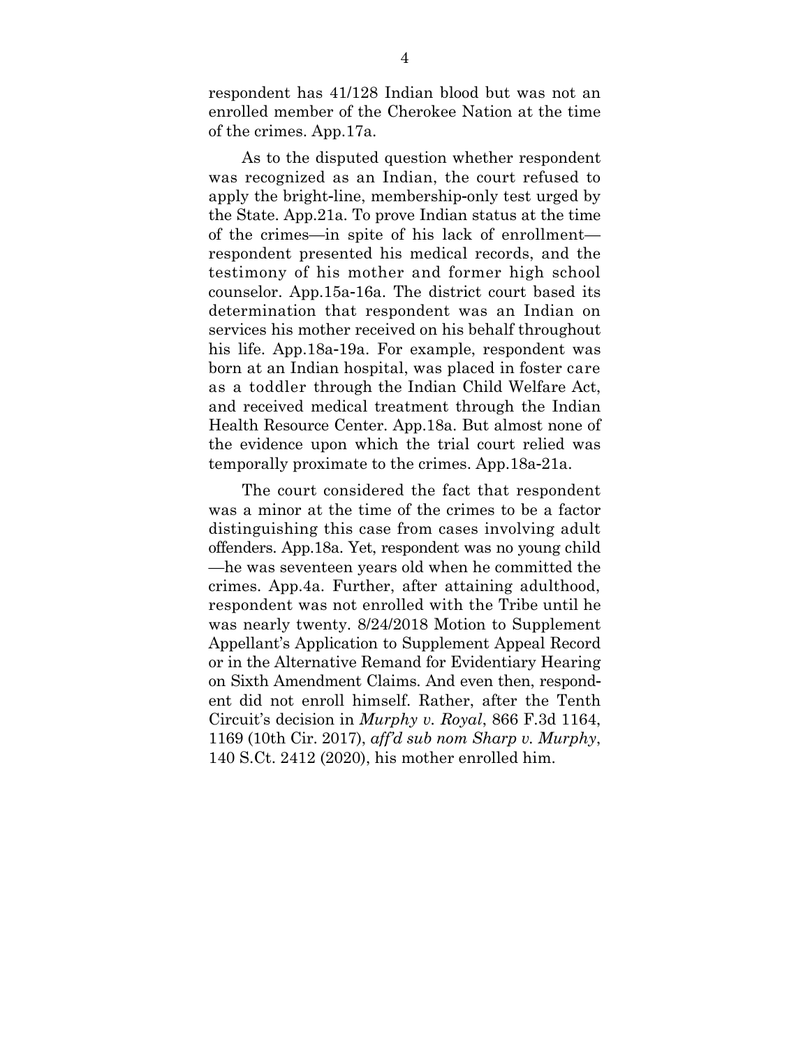respondent has 41/128 Indian blood but was not an enrolled member of the Cherokee Nation at the time of the crimes. App.17a.

As to the disputed question whether respondent was recognized as an Indian, the court refused to apply the bright-line, membership-only test urged by the State. App.21a. To prove Indian status at the time of the crimes—in spite of his lack of enrollment—respondent presented his medical records, and the testimony of his mother and former high school counselor. App.15a-16a. The district court based its determination that respondent was an Indian on services his mother received on his behalf throughout his life. App.18a-19a. For example, respondent was born at an Indian hospital, was placed in foster care as a toddler through the Indian Child Welfare Act, and received medical treatment through the Indian Health Resource Center. App.18a. But almost none of the evidence upon which the trial court relied was temporally proximate to the crimes. App.18a-21a.

The court considered the fact that respondent was a minor at the time of the crimes to be a factor distinguishing this case from cases involving adult offenders. App.18a. Yet, respondent was no young child—he was seventeen years old when he committed the crimes. App.4a. Further, after attaining adulthood, respondent was not enrolled with the Tribe until he was nearly twenty. 8/24/2018 Motion to Supplement Appellant's Application to Supplement Appeal Record or in the Alternative Remand for Evidentiary Hearing on Sixth Amendment Claims. And even then, respondent did not enroll himself. Rather, after the Tenth Circuit's decision in *Murphy v. Royal*, 866 F.3d 1164, 1169 (10th Cir. 2017), *aff'd sub nom Sharp v. Murphy*, 140 S.Ct. 2412 (2020), his mother enrolled him.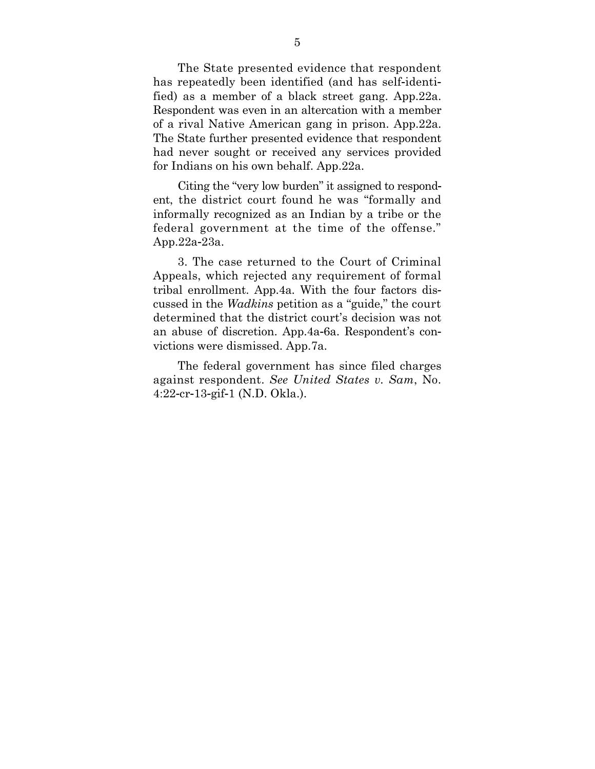The State presented evidence that respondent has repeatedly been identified (and has self-identified) as a member of a black street gang. App.22a. Respondent was even in an altercation with a member of a rival Native American gang in prison. App.22a. The State further presented evidence that respondent had never sought or received any services provided for Indians on his own behalf. App.22a.

Citing the "very low burden" it assigned to respondent, the district court found he was "formally and informally recognized as an Indian by a tribe or the federal government at the time of the offense." App.22a-23a.

3. The case returned to the Court of Criminal Appeals, which rejected any requirement of formal tribal enrollment. App.4a. With the four factors discussed in the *Wadkins* petition as a "guide," the court determined that the district court's decision was not an abuse of discretion. App.4a-6a. Respondent's convictions were dismissed. App.7a.

The federal government has since filed charges against respondent. *See United States v. Sam*, No. 4:22-cr-13-gif-1 (N.D. Okla.).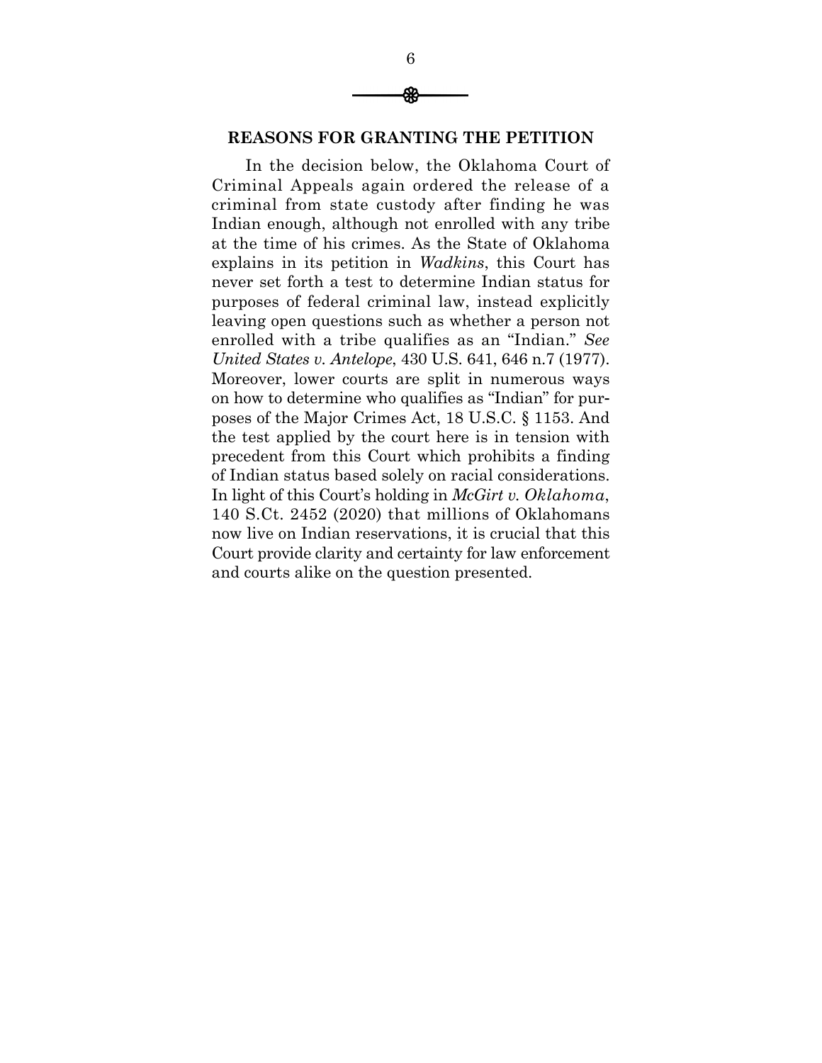## REASONS FOR GRANTING THE PETITION

In the decision below, the Oklahoma Court of Criminal Appeals again ordered the release of a criminal from state custody after finding he was Indian enough, although not enrolled with any tribe at the time of his crimes. As the State of Oklahoma explains in its petition in *Wadkins*, this Court has never set forth a test to determine Indian status for purposes of federal criminal law, instead explicitly leaving open questions such as whether a person not enrolled with a tribe qualifies as an "Indian." *See United States v. Antelope*, 430 U.S. 641, 646 n.7 (1977). Moreover, lower courts are split in numerous ways on how to determine who qualifies as "Indian" for purposes of the Major Crimes Act, 18 U.S.C. § 1153. And the test applied by the court here is in tension with precedent from this Court which prohibits a finding of Indian status based solely on racial considerations. In light of this Court's holding in *McGirt v. Oklahoma*, 140 S.Ct. 2452 (2020) that millions of Oklahomans now live on Indian reservations, it is crucial that this Court provide clarity and certainty for law enforcement and courts alike on the question presented.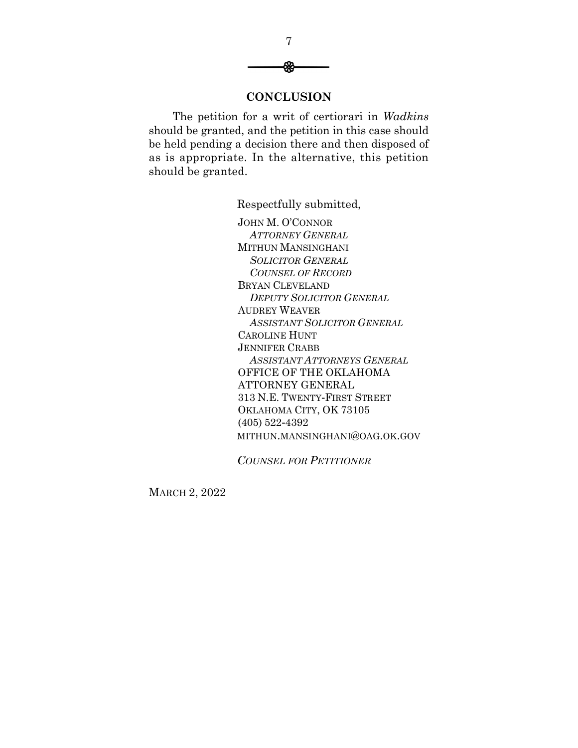## CONCLUSION

The petition for a writ of certiorari in *Wadkins* should be granted, and the petition in this case should be held pending a decision there and then disposed of as is appropriate. In the alternative, this petition should be granted.

Respectfully submitted,

JOHN M. O'CONNOR
*ATTORNEY GENERAL*
MITHUN MANSINGHANI
*SOLICITOR GENERAL*
*COUNSEL OF RECORD*
BRYAN CLEVELAND
*DEPUTY SOLICITOR GENERAL*
AUDREY WEAVER
*ASSISTANT SOLICITOR GENERAL*
CAROLINE HUNT
JENNIFER CRABB
*ASSISTANT ATTORNEYS GENERAL*
OFFICE OF THE OKLAHOMA ATTORNEY GENERAL
313 N.E. TWENTY-FIRST STREET
OKLAHOMA CITY, OK 73105
(405) 522-4392
MITHUN.MANSINGHANI@OAG.OK.GOV

*COUNSEL FOR PETITIONER*

MARCH 2, 2022